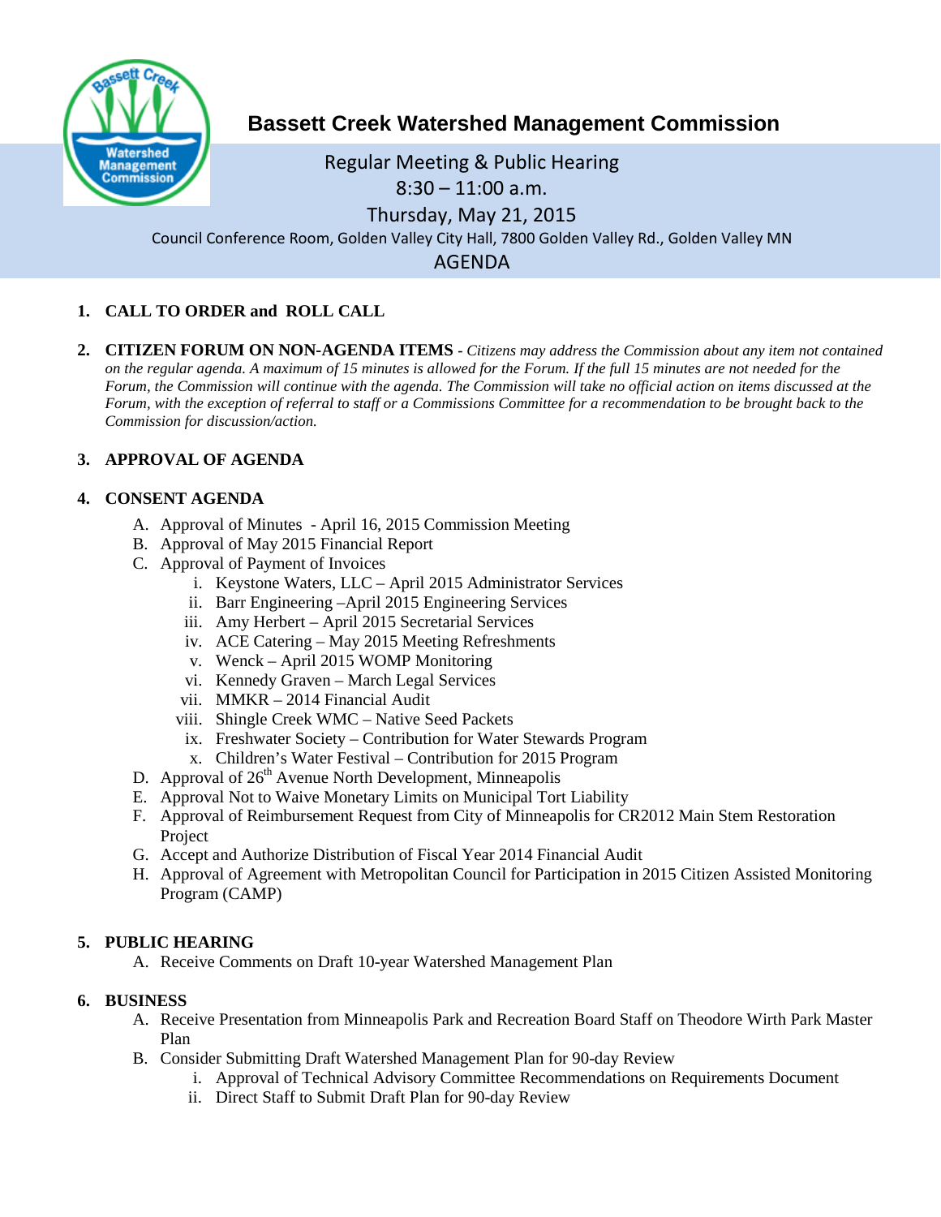# Bassett Creek Watershed Management Commission

Regular Meeting & Public Hearing
8:30 – 11:00 a.m.
Thursday, May 21, 2015
Council Conference Room, Golden Valley City Hall, 7800 Golden Valley Rd., Golden Valley MN

AGENDA

1. **CALL TO ORDER and ROLL CALL**

2. **CITIZEN FORUM ON NON-AGENDA ITEMS** - *Citizens may address the Commission about any item not contained on the regular agenda. A maximum of 15 minutes is allowed for the Forum. If the full 15 minutes are not needed for the Forum, the Commission will continue with the agenda. The Commission will take no official action on items discussed at the Forum, with the exception of referral to staff or a Commissions Committee for a recommendation to be brought back to the Commission for discussion/action.*

3. **APPROVAL OF AGENDA**

4. **CONSENT AGENDA**
   - A. Approval of Minutes - April 16, 2015 Commission Meeting
   - B. Approval of May 2015 Financial Report
   - C. Approval of Payment of Invoices
     - i. Keystone Waters, LLC – April 2015 Administrator Services
     - ii. Barr Engineering –April 2015 Engineering Services
     - iii. Amy Herbert – April 2015 Secretarial Services
     - iv. ACE Catering – May 2015 Meeting Refreshments
     - v. Wenck – April 2015 WOMP Monitoring
     - vi. Kennedy Graven – March Legal Services
     - vii. MMKR – 2014 Financial Audit
     - viii. Shingle Creek WMC – Native Seed Packets
     - ix. Freshwater Society – Contribution for Water Stewards Program
     - x. Children's Water Festival – Contribution for 2015 Program
   - D. Approval of 26th Avenue North Development, Minneapolis
   - E. Approval Not to Waive Monetary Limits on Municipal Tort Liability
   - F. Approval of Reimbursement Request from City of Minneapolis for CR2012 Main Stem Restoration Project
   - G. Accept and Authorize Distribution of Fiscal Year 2014 Financial Audit
   - H. Approval of Agreement with Metropolitan Council for Participation in 2015 Citizen Assisted Monitoring Program (CAMP)

5. **PUBLIC HEARING**
   - A. Receive Comments on Draft 10-year Watershed Management Plan

6. **BUSINESS**
   - A. Receive Presentation from Minneapolis Park and Recreation Board Staff on Theodore Wirth Park Master Plan
   - B. Consider Submitting Draft Watershed Management Plan for 90-day Review
     - i. Approval of Technical Advisory Committee Recommendations on Requirements Document
     - ii. Direct Staff to Submit Draft Plan for 90-day Review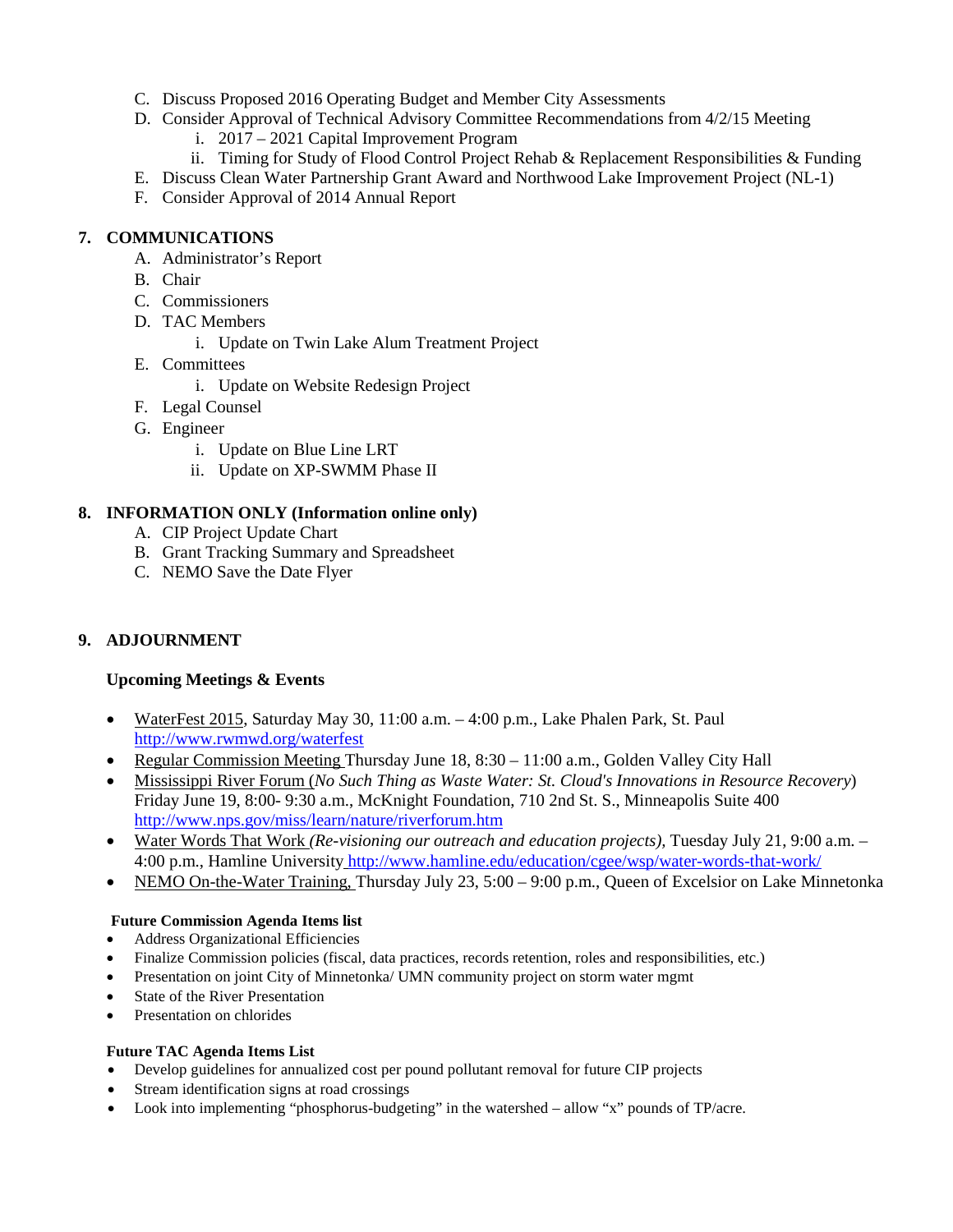C. Discuss Proposed 2016 Operating Budget and Member City Assessments
D. Consider Approval of Technical Advisory Committee Recommendations from 4/2/15 Meeting
   i. 2017 – 2021 Capital Improvement Program
   ii. Timing for Study of Flood Control Project Rehab & Replacement Responsibilities & Funding
E. Discuss Clean Water Partnership Grant Award and Northwood Lake Improvement Project (NL-1)
F. Consider Approval of 2014 Annual Report

**7. COMMUNICATIONS**

A. Administrator's Report
B. Chair
C. Commissioners
D. TAC Members
   i. Update on Twin Lake Alum Treatment Project
E. Committees
   i. Update on Website Redesign Project
F. Legal Counsel
G. Engineer
   i. Update on Blue Line LRT
   ii. Update on XP-SWMM Phase II

**8. INFORMATION ONLY (Information online only)**

A. CIP Project Update Chart
B. Grant Tracking Summary and Spreadsheet
C. NEMO Save the Date Flyer

**9. ADJOURNMENT**

**Upcoming Meetings & Events**

- WaterFest 2015, Saturday May 30, 11:00 a.m. – 4:00 p.m., Lake Phalen Park, St. Paul http://www.rwmwd.org/waterfest
- Regular Commission Meeting Thursday June 18, 8:30 – 11:00 a.m., Golden Valley City Hall
- Mississippi River Forum (*No Such Thing as Waste Water: St. Cloud's Innovations in Resource Recovery*) Friday June 19, 8:00- 9:30 a.m., McKnight Foundation, 710 2nd St. S., Minneapolis Suite 400 http://www.nps.gov/miss/learn/nature/riverforum.htm
- Water Words That Work *(Re-visioning our outreach and education projects),* Tuesday July 21, 9:00 a.m. – 4:00 p.m., Hamline University http://www.hamline.edu/education/cgee/wsp/water-words-that-work/
- NEMO On-the-Water Training, Thursday July 23, 5:00 – 9:00 p.m., Queen of Excelsior on Lake Minnetonka

**Future Commission Agenda Items list**

- Address Organizational Efficiencies
- Finalize Commission policies (fiscal, data practices, records retention, roles and responsibilities, etc.)
- Presentation on joint City of Minnetonka/ UMN community project on storm water mgmt
- State of the River Presentation
- Presentation on chlorides

**Future TAC Agenda Items List**

- Develop guidelines for annualized cost per pound pollutant removal for future CIP projects
- Stream identification signs at road crossings
- Look into implementing "phosphorus-budgeting" in the watershed – allow "x" pounds of TP/acre.